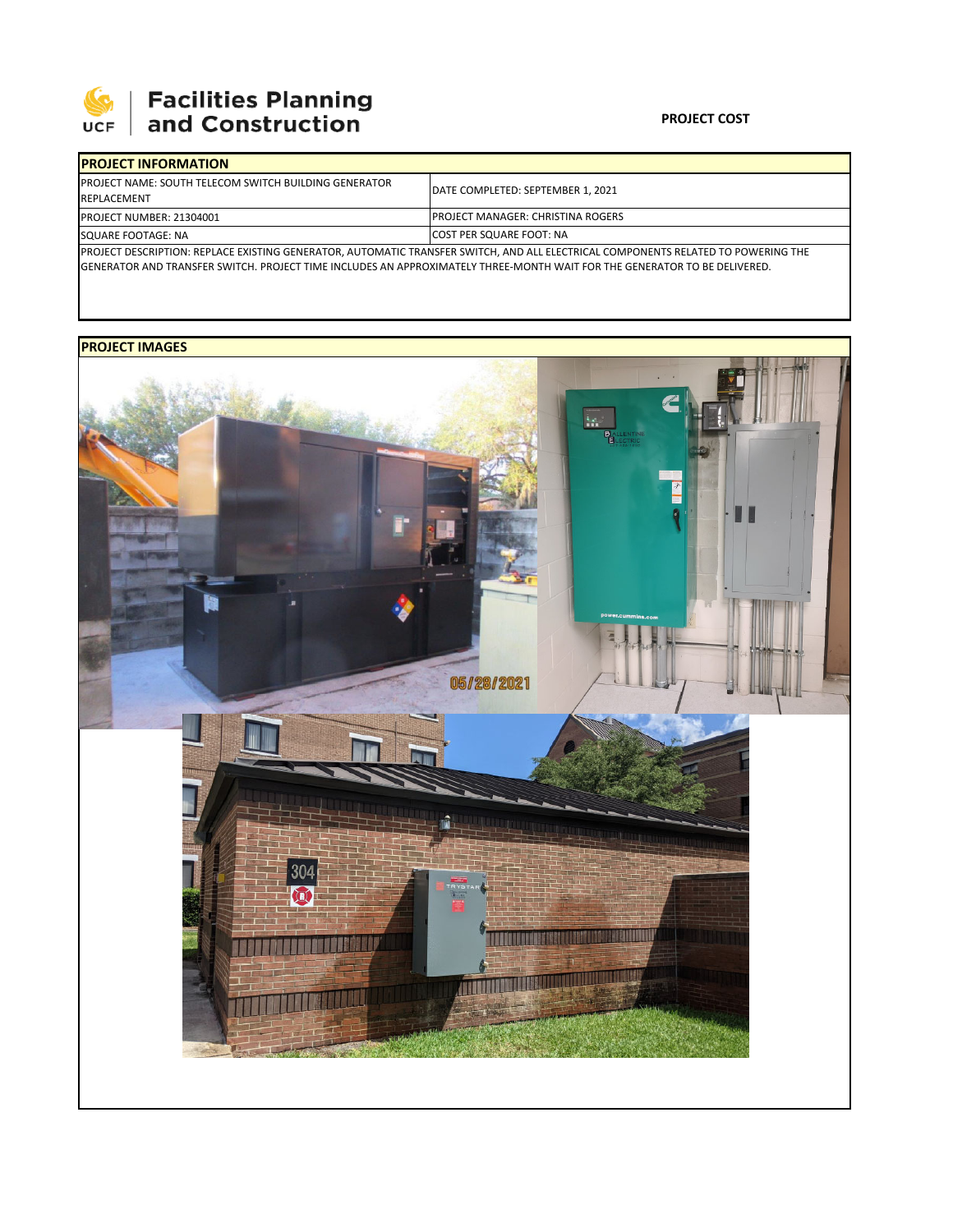# UCF Facilities Planning and Construction

**PROJECT COST**

| PROJECT INFORMATION | |
|---|---|
| PROJECT NAME: SOUTH TELECOM SWITCH BUILDING GENERATOR REPLACEMENT | DATE COMPLETED: SEPTEMBER 1, 2021 |
| PROJECT NUMBER: 21304001 | PROJECT MANAGER: CHRISTINA ROGERS |
| SQUARE FOOTAGE: NA | COST PER SQUARE FOOT: NA |

PROJECT DESCRIPTION: REPLACE EXISTING GENERATOR, AUTOMATIC TRANSFER SWITCH, AND ALL ELECTRICAL COMPONENTS RELATED TO POWERING THE GENERATOR AND TRANSFER SWITCH. PROJECT TIME INCLUDES AN APPROXIMATELY THREE-MONTH WAIT FOR THE GENERATOR TO BE DELIVERED.

**PROJECT IMAGES**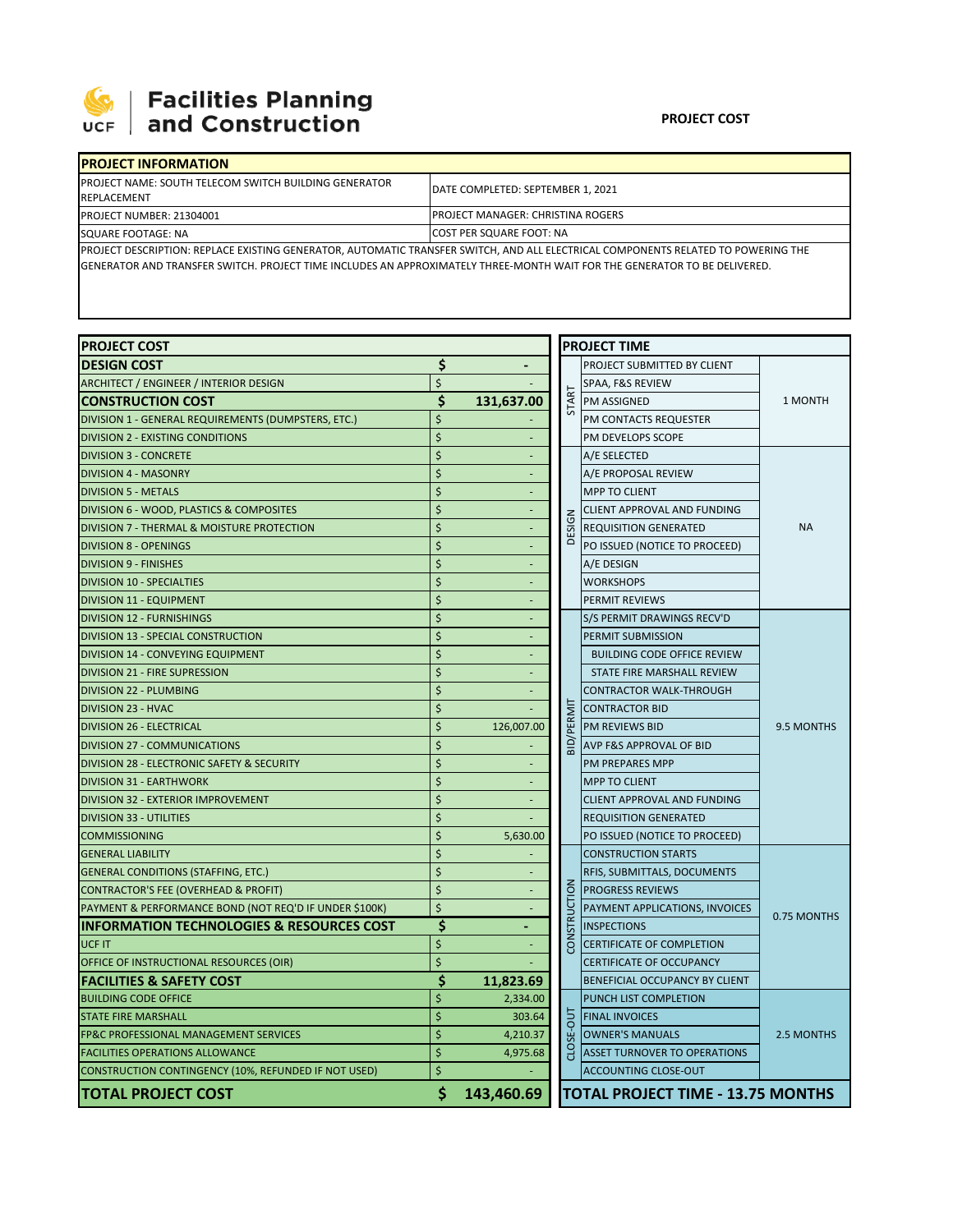**Facilities Planning and Construction**

**PROJECT COST**

| PROJECT INFORMATION | |
|---|---|
| PROJECT NAME: SOUTH TELECOM SWITCH BUILDING GENERATOR REPLACEMENT | DATE COMPLETED: SEPTEMBER 1, 2021 |
| PROJECT NUMBER: 21304001 | PROJECT MANAGER: CHRISTINA ROGERS |
| SQUARE FOOTAGE: NA | COST PER SQUARE FOOT: NA |
| PROJECT DESCRIPTION: REPLACE EXISTING GENERATOR, AUTOMATIC TRANSFER SWITCH, AND ALL ELECTRICAL COMPONENTS RELATED TO POWERING THE GENERATOR AND TRANSFER SWITCH. PROJECT TIME INCLUDES AN APPROXIMATELY THREE-MONTH WAIT FOR THE GENERATOR TO BE DELIVERED. | |

| PROJECT COST | |
|---|---|
| **DESIGN COST** | **$ -** |
| ARCHITECT / ENGINEER / INTERIOR DESIGN | $ - |
| **CONSTRUCTION COST** | **$ 131,637.00** |
| DIVISION 1 - GENERAL REQUIREMENTS (DUMPSTERS, ETC.) | $ - |
| DIVISION 2 - EXISTING CONDITIONS | $ - |
| DIVISION 3 - CONCRETE | $ - |
| DIVISION 4 - MASONRY | $ - |
| DIVISION 5 - METALS | $ - |
| DIVISION 6 - WOOD, PLASTICS & COMPOSITES | $ - |
| DIVISION 7 - THERMAL & MOISTURE PROTECTION | $ - |
| DIVISION 8 - OPENINGS | $ - |
| DIVISION 9 - FINISHES | $ - |
| DIVISION 10 - SPECIALTIES | $ - |
| DIVISION 11 - EQUIPMENT | $ - |
| DIVISION 12 - FURNISHINGS | $ - |
| DIVISION 13 - SPECIAL CONSTRUCTION | $ - |
| DIVISION 14 - CONVEYING EQUIPMENT | $ - |
| DIVISION 21 - FIRE SUPRESSION | $ - |
| DIVISION 22 - PLUMBING | $ - |
| DIVISION 23 - HVAC | $ - |
| DIVISION 26 - ELECTRICAL | $ 126,007.00 |
| DIVISION 27 - COMMUNICATIONS | $ - |
| DIVISION 28 - ELECTRONIC SAFETY & SECURITY | $ - |
| DIVISION 31 - EARTHWORK | $ - |
| DIVISION 32 - EXTERIOR IMPROVEMENT | $ - |
| DIVISION 33 - UTILITIES | $ - |
| COMMISSIONING | $ 5,630.00 |
| GENERAL LIABILITY | $ - |
| GENERAL CONDITIONS (STAFFING, ETC.) | $ - |
| CONTRACTOR'S FEE (OVERHEAD & PROFIT) | $ - |
| PAYMENT & PERFORMANCE BOND (NOT REQ'D IF UNDER $100K) | $ - |
| **INFORMATION TECHNOLOGIES & RESOURCES COST** | **$ -** |
| UCF IT | $ - |
| OFFICE OF INSTRUCTIONAL RESOURCES (OIR) | $ - |
| **FACILITIES & SAFETY COST** | **$ 11,823.69** |
| BUILDING CODE OFFICE | $ 2,334.00 |
| STATE FIRE MARSHALL | $ 303.64 |
| FP&C PROFESSIONAL MANAGEMENT SERVICES | $ 4,210.37 |
| FACILITIES OPERATIONS ALLOWANCE | $ 4,975.68 |
| CONSTRUCTION CONTINGENCY (10%, REFUNDED IF NOT USED) | $ - |
| **TOTAL PROJECT COST** | **$ 143,460.69** |

| PROJECT TIME | | |
|---|---|---|
| START | PROJECT SUBMITTED BY CLIENT | 1 MONTH |
| | SPAA, F&S REVIEW | |
| | PM ASSIGNED | |
| | PM CONTACTS REQUESTER | |
| | PM DEVELOPS SCOPE | |
| DESIGN | A/E SELECTED | NA |
| | A/E PROPOSAL REVIEW | |
| | MPP TO CLIENT | |
| | CLIENT APPROVAL AND FUNDING | |
| | REQUISITION GENERATED | |
| | PO ISSUED (NOTICE TO PROCEED) | |
| | A/E DESIGN | |
| | WORKSHOPS | |
| | PERMIT REVIEWS | |
| BID/PERMIT | S/S PERMIT DRAWINGS RECV'D | 9.5 MONTHS |
| | PERMIT SUBMISSION | |
| | BUILDING CODE OFFICE REVIEW | |
| | STATE FIRE MARSHALL REVIEW | |
| | CONTRACTOR WALK-THROUGH | |
| | CONTRACTOR BID | |
| | PM REVIEWS BID | |
| | AVP F&S APPROVAL OF BID | |
| | PM PREPARES MPP | |
| | MPP TO CLIENT | |
| | CLIENT APPROVAL AND FUNDING | |
| | REQUISITION GENERATED | |
| | PO ISSUED (NOTICE TO PROCEED) | |
| CONSTRUCTION | CONSTRUCTION STARTS | 0.75 MONTHS |
| | RFIS, SUBMITTALS, DOCUMENTS | |
| | PROGRESS REVIEWS | |
| | PAYMENT APPLICATIONS, INVOICES | |
| | INSPECTIONS | |
| | CERTIFICATE OF COMPLETION | |
| | CERTIFICATE OF OCCUPANCY | |
| | BENEFICIAL OCCUPANCY BY CLIENT | |
| CLOSE-OUT | PUNCH LIST COMPLETION | 2.5 MONTHS |
| | FINAL INVOICES | |
| | OWNER'S MANUALS | |
| | ASSET TURNOVER TO OPERATIONS | |
| | ACCOUNTING CLOSE-OUT | |
| **TOTAL PROJECT TIME - 13.75 MONTHS** | | |